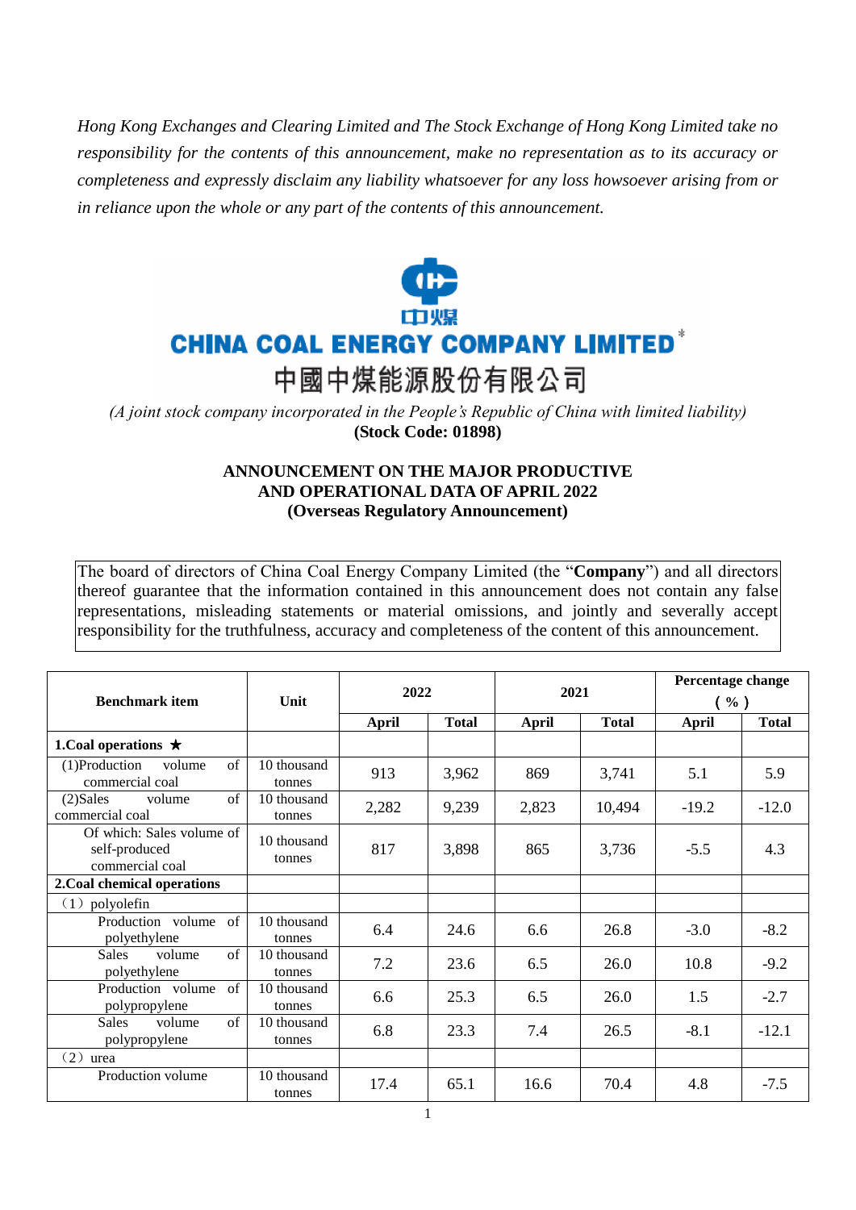*Hong Kong Exchanges and Clearing Limited and The Stock Exchange of Hong Kong Limited take no responsibility for the contents of this announcement, make no representation as to its accuracy or completeness and expressly disclaim any liability whatsoever for any loss howsoever arising from or in reliance upon the whole or any part of the contents of this announcement.*

**CHINA COAL ENERGY COMPANY LIMITED***

中國中煤能源股份有限公司

*(A joint stock company incorporated in the People's Republic of China with limited liability)*

**(Stock Code: 01898)**

## ANNOUNCEMENT ON THE MAJOR PRODUCTIVE AND OPERATIONAL DATA OF APRIL 2022 (Overseas Regulatory Announcement)

The board of directors of China Coal Energy Company Limited (the "**Company**") and all directors thereof guarantee that the information contained in this announcement does not contain any false representations, misleading statements or material omissions, and jointly and severally accept responsibility for the truthfulness, accuracy and completeness of the content of this announcement.

| Benchmark item | Unit | 2022 | | 2021 | | Percentage change (%) | |
|---|---|---|---|---|---|---|---|
| | | April | Total | April | Total | April | Total |
| **1.Coal operations ★** | | | | | | | |
| (1)Production volume of commercial coal | 10 thousand tonnes | 913 | 3,962 | 869 | 3,741 | 5.1 | 5.9 |
| (2)Sales volume of commercial coal | 10 thousand tonnes | 2,282 | 9,239 | 2,823 | 10,494 | -19.2 | -12.0 |
| Of which: Sales volume of self-produced commercial coal | 10 thousand tonnes | 817 | 3,898 | 865 | 3,736 | -5.5 | 4.3 |
| **2.Coal chemical operations** | | | | | | | |
| (1) polyolefin | | | | | | | |
| Production volume of polyethylene | 10 thousand tonnes | 6.4 | 24.6 | 6.6 | 26.8 | -3.0 | -8.2 |
| Sales volume of polyethylene | 10 thousand tonnes | 7.2 | 23.6 | 6.5 | 26.0 | 10.8 | -9.2 |
| Production volume of polypropylene | 10 thousand tonnes | 6.6 | 25.3 | 6.5 | 26.0 | 1.5 | -2.7 |
| Sales volume of polypropylene | 10 thousand tonnes | 6.8 | 23.3 | 7.4 | 26.5 | -8.1 | -12.1 |
| (2) urea | | | | | | | |
| Production volume | 10 thousand tonnes | 17.4 | 65.1 | 16.6 | 70.4 | 4.8 | -7.5 |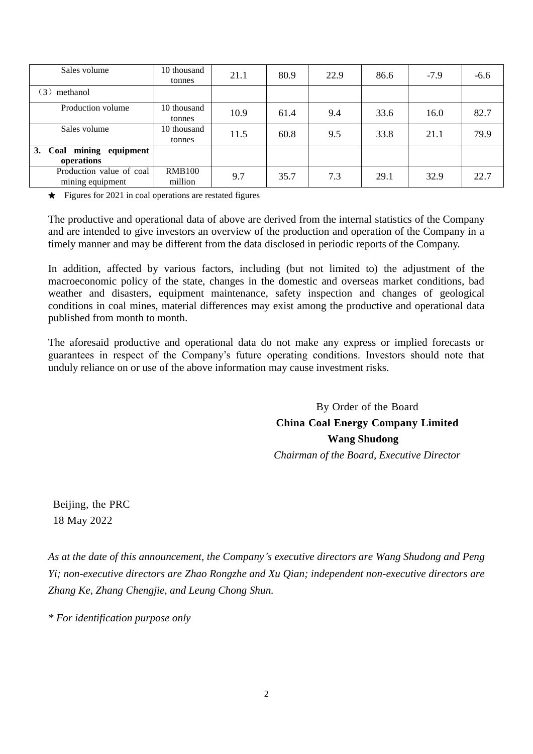| | | | | | | | |
|---|---|---|---|---|---|---|---|
| Sales volume | 10 thousand tonnes | 21.1 | 80.9 | 22.9 | 86.6 | -7.9 | -6.6 |
| （3）methanol | | | | | | | |
| Production volume | 10 thousand tonnes | 10.9 | 61.4 | 9.4 | 33.6 | 16.0 | 82.7 |
| Sales volume | 10 thousand tonnes | 11.5 | 60.8 | 9.5 | 33.8 | 21.1 | 79.9 |
| **3. Coal mining equipment operations** | | | | | | | |
| Production value of coal mining equipment | RMB100 million | 9.7 | 35.7 | 7.3 | 29.1 | 32.9 | 22.7 |

★ Figures for 2021 in coal operations are restated figures

The productive and operational data of above are derived from the internal statistics of the Company and are intended to give investors an overview of the production and operation of the Company in a timely manner and may be different from the data disclosed in periodic reports of the Company.

In addition, affected by various factors, including (but not limited to) the adjustment of the macroeconomic policy of the state, changes in the domestic and overseas market conditions, bad weather and disasters, equipment maintenance, safety inspection and changes of geological conditions in coal mines, material differences may exist among the productive and operational data published from month to month.

The aforesaid productive and operational data do not make any express or implied forecasts or guarantees in respect of the Company's future operating conditions. Investors should note that unduly reliance on or use of the above information may cause investment risks.

By Order of the Board
**China Coal Energy Company Limited**
**Wang Shudong**
*Chairman of the Board, Executive Director*

Beijing, the PRC
18 May 2022

*As at the date of this announcement, the Company's executive directors are Wang Shudong and Peng Yi; non-executive directors are Zhao Rongzhe and Xu Qian; independent non-executive directors are Zhang Ke, Zhang Chengjie, and Leung Chong Shun.*

*\* For identification purpose only*